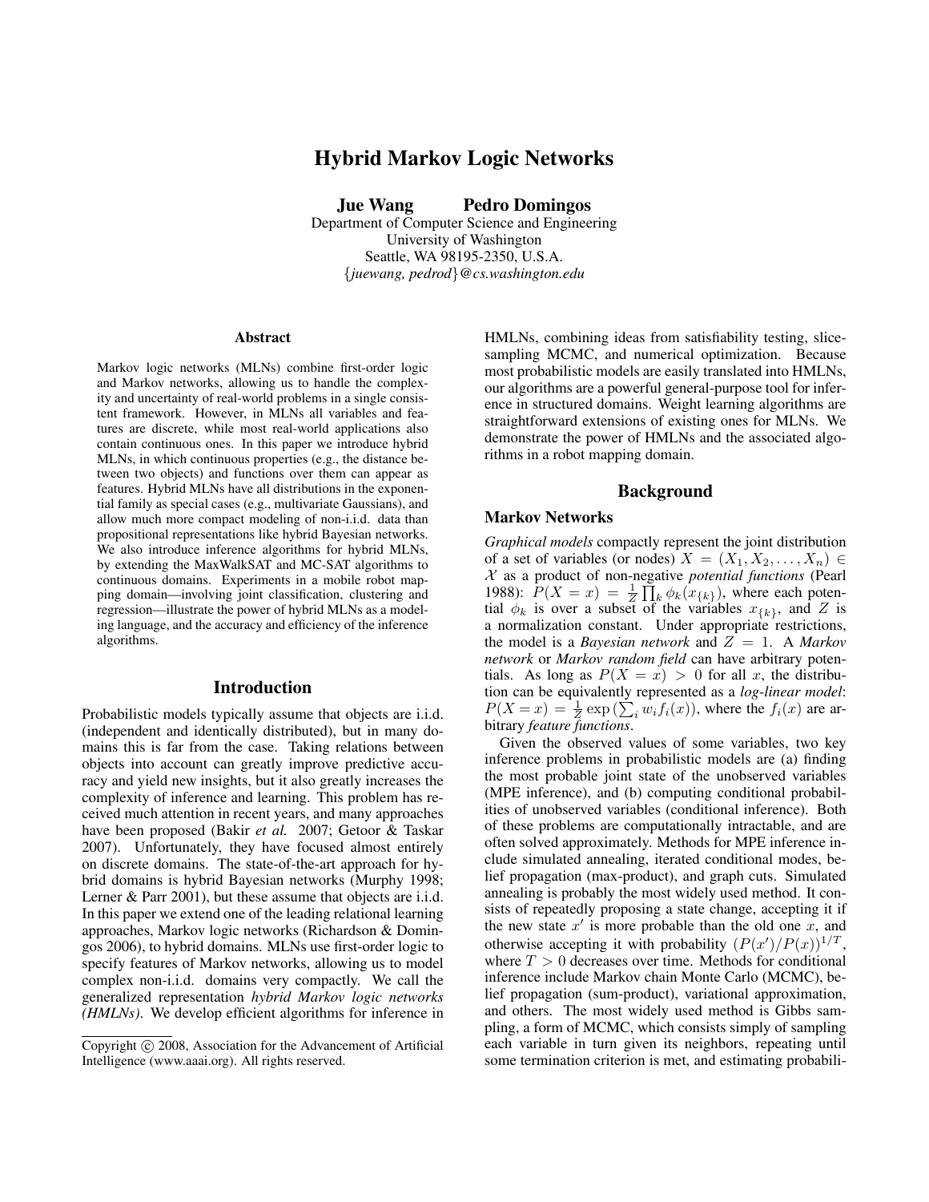# Hybrid Markov Logic Networks

**Jue Wang    Pedro Domingos**

Department of Computer Science and Engineering
University of Washington
Seattle, WA 98195-2350, U.S.A.
{*juewang, pedrod*}*@cs.washington.edu*

## Abstract

Markov logic networks (MLNs) combine first-order logic and Markov networks, allowing us to handle the complexity and uncertainty of real-world problems in a single consistent framework. However, in MLNs all variables and features are discrete, while most real-world applications also contain continuous ones. In this paper we introduce hybrid MLNs, in which continuous properties (e.g., the distance between two objects) and functions over them can appear as features. Hybrid MLNs have all distributions in the exponential family as special cases (e.g., multivariate Gaussians), and allow much more compact modeling of non-i.i.d. data than propositional representations like hybrid Bayesian networks. We also introduce inference algorithms for hybrid MLNs, by extending the MaxWalkSAT and MC-SAT algorithms to continuous domains. Experiments in a mobile robot mapping domain—involving joint classification, clustering and regression—illustrate the power of hybrid MLNs as a modeling language, and the accuracy and efficiency of the inference algorithms.

## Introduction

Probabilistic models typically assume that objects are i.i.d. (independent and identically distributed), but in many domains this is far from the case. Taking relations between objects into account can greatly improve predictive accuracy and yield new insights, but it also greatly increases the complexity of inference and learning. This problem has received much attention in recent years, and many approaches have been proposed (Bakir *et al.* 2007; Getoor & Taskar 2007). Unfortunately, they have focused almost entirely on discrete domains. The state-of-the-art approach for hybrid domains is hybrid Bayesian networks (Murphy 1998; Lerner & Parr 2001), but these assume that objects are i.i.d. In this paper we extend one of the leading relational learning approaches, Markov logic networks (Richardson & Domingos 2006), to hybrid domains. MLNs use first-order logic to specify features of Markov networks, allowing us to model complex non-i.i.d. domains very compactly. We call the generalized representation *hybrid Markov logic networks (HMLNs)*. We develop efficient algorithms for inference in HMLNs, combining ideas from satisfiability testing, slice-sampling MCMC, and numerical optimization. Because most probabilistic models are easily translated into HMLNs, our algorithms are a powerful general-purpose tool for inference in structured domains. Weight learning algorithms are straightforward extensions of existing ones for MLNs. We demonstrate the power of HMLNs and the associated algorithms in a robot mapping domain.

## Background

### Markov Networks

*Graphical models* compactly represent the joint distribution of a set of variables (or nodes) $X = (X_1, X_2, \ldots, X_n) \in \mathcal{X}$ as a product of non-negative *potential functions* (Pearl 1988): $P(X = x) = \frac{1}{Z} \prod_k \phi_k(x_{\{k\}})$, where each potential $\phi_k$ is over a subset of the variables $x_{\{k\}}$, and $Z$ is a normalization constant. Under appropriate restrictions, the model is a *Bayesian network* and $Z = 1$. A *Markov network* or *Markov random field* can have arbitrary potentials. As long as $P(X = x) > 0$ for all $x$, the distribution can be equivalently represented as a *log-linear model*: $P(X = x) = \frac{1}{Z} \exp\left(\sum_i w_i f_i(x)\right)$, where the $f_i(x)$ are arbitrary *feature functions*.

Given the observed values of some variables, two key inference problems in probabilistic models are (a) finding the most probable joint state of the unobserved variables (MPE inference), and (b) computing conditional probabilities of unobserved variables (conditional inference). Both of these problems are computationally intractable, and are often solved approximately. Methods for MPE inference include simulated annealing, iterated conditional modes, belief propagation (max-product), and graph cuts. Simulated annealing is probably the most widely used method. It consists of repeatedly proposing a state change, accepting it if the new state $x'$ is more probable than the old one $x$, and otherwise accepting it with probability $(P(x')/P(x))^{1/T}$, where $T > 0$ decreases over time. Methods for conditional inference include Markov chain Monte Carlo (MCMC), belief propagation (sum-product), variational approximation, and others. The most widely used method is Gibbs sampling, a form of MCMC, which consists simply of sampling each variable in turn given its neighbors, repeating until some termination criterion is met, and estimating probabili-

Copyright © 2008, Association for the Advancement of Artificial Intelligence (www.aaai.org). All rights reserved.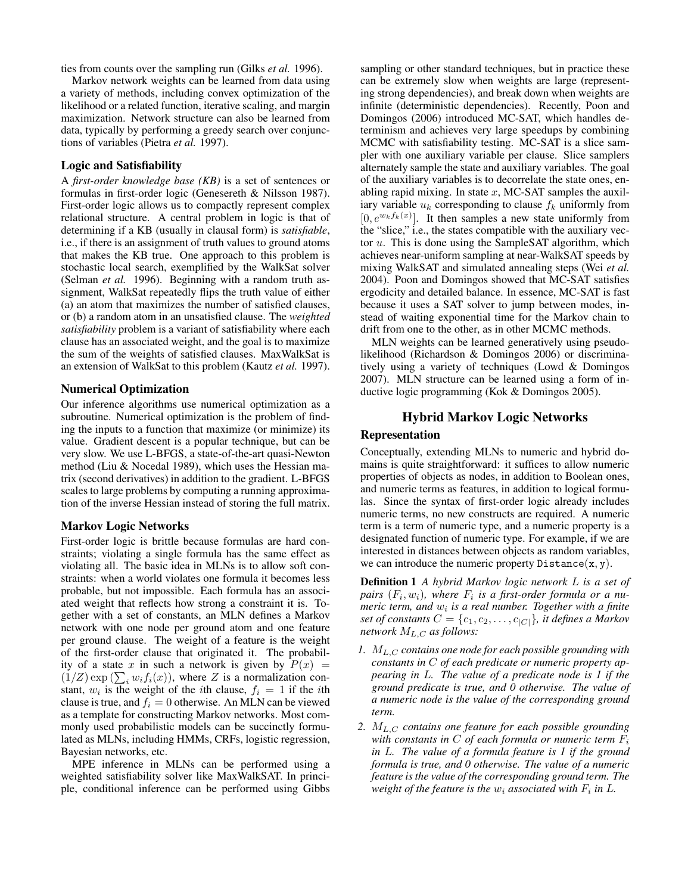ties from counts over the sampling run (Gilks *et al.* 1996).

Markov network weights can be learned from data using a variety of methods, including convex optimization of the likelihood or a related function, iterative scaling, and margin maximization. Network structure can also be learned from data, typically by performing a greedy search over conjunctions of variables (Pietra *et al.* 1997).

### Logic and Satisfiability

A *first-order knowledge base (KB)* is a set of sentences or formulas in first-order logic (Genesereth & Nilsson 1987). First-order logic allows us to compactly represent complex relational structure. A central problem in logic is that of determining if a KB (usually in clausal form) is *satisfiable*, i.e., if there is an assignment of truth values to ground atoms that makes the KB true. One approach to this problem is stochastic local search, exemplified by the WalkSat solver (Selman *et al.* 1996). Beginning with a random truth assignment, WalkSat repeatedly flips the truth value of either (a) an atom that maximizes the number of satisfied clauses, or (b) a random atom in an unsatisfied clause. The *weighted satisfiability* problem is a variant of satisfiability where each clause has an associated weight, and the goal is to maximize the sum of the weights of satisfied clauses. MaxWalkSat is an extension of WalkSat to this problem (Kautz *et al.* 1997).

### Numerical Optimization

Our inference algorithms use numerical optimization as a subroutine. Numerical optimization is the problem of finding the inputs to a function that maximize (or minimize) its value. Gradient descent is a popular technique, but can be very slow. We use L-BFGS, a state-of-the-art quasi-Newton method (Liu & Nocedal 1989), which uses the Hessian matrix (second derivatives) in addition to the gradient. L-BFGS scales to large problems by computing a running approximation of the inverse Hessian instead of storing the full matrix.

### Markov Logic Networks

First-order logic is brittle because formulas are hard constraints; violating a single formula has the same effect as violating all. The basic idea in MLNs is to allow soft constraints: when a world violates one formula it becomes less probable, but not impossible. Each formula has an associated weight that reflects how strong a constraint it is. Together with a set of constants, an MLN defines a Markov network with one node per ground atom and one feature per ground clause. The weight of a feature is the weight of the first-order clause that originated it. The probability of a state $x$ in such a network is given by $P(x) = (1/Z)\exp\left(\sum_i w_i f_i(x)\right)$, where $Z$ is a normalization constant, $w_i$ is the weight of the $i$th clause, $f_i = 1$ if the $i$th clause is true, and $f_i = 0$ otherwise. An MLN can be viewed as a template for constructing Markov networks. Most commonly used probabilistic models can be succinctly formulated as MLNs, including HMMs, CRFs, logistic regression, Bayesian networks, etc.

MPE inference in MLNs can be performed using a weighted satisfiability solver like MaxWalkSAT. In principle, conditional inference can be performed using Gibbs sampling or other standard techniques, but in practice these can be extremely slow when weights are large (representing strong dependencies), and break down when weights are infinite (deterministic dependencies). Recently, Poon and Domingos (2006) introduced MC-SAT, which handles determinism and achieves very large speedups by combining MCMC with satisfiability testing. MC-SAT is a slice sampler with one auxiliary variable per clause. Slice samplers alternately sample the state and auxiliary variables. The goal of the auxiliary variables is to decorrelate the state ones, enabling rapid mixing. In state $x$, MC-SAT samples the auxiliary variable $u_k$ corresponding to clause $f_k$ uniformly from $[0, e^{w_k f_k(x)}]$. It then samples a new state uniformly from the "slice," i.e., the states compatible with the auxiliary vector $u$. This is done using the SampleSAT algorithm, which achieves near-uniform sampling at near-WalkSAT speeds by mixing WalkSAT and simulated annealing steps (Wei *et al.* 2004). Poon and Domingos showed that MC-SAT satisfies ergodicity and detailed balance. In essence, MC-SAT is fast because it uses a SAT solver to jump between modes, instead of waiting exponential time for the Markov chain to drift from one to the other, as in other MCMC methods.

MLN weights can be learned generatively using pseudo-likelihood (Richardson & Domingos 2006) or discriminatively using a variety of techniques (Lowd & Domingos 2007). MLN structure can be learned using a form of inductive logic programming (Kok & Domingos 2005).

## Hybrid Markov Logic Networks

### Representation

Conceptually, extending MLNs to numeric and hybrid domains is quite straightforward: it suffices to allow numeric properties of objects as nodes, in addition to Boolean ones, and numeric terms as features, in addition to logical formulas. Since the syntax of first-order logic already includes numeric terms, no new constructs are required. A numeric term is a term of numeric type, and a numeric property is a designated function of numeric type. For example, if we are interested in distances between objects as random variables, we can introduce the numeric property `Distance(x, y)`.

**Definition 1** *A hybrid Markov logic network $L$ is a set of pairs $(F_i, w_i)$, where $F_i$ is a first-order formula or a numeric term, and $w_i$ is a real number. Together with a finite set of constants $C = \{c_1, c_2, \ldots, c_{|C|}\}$, it defines a Markov network $M_{L,C}$ as follows:*

1. *$M_{L,C}$ contains one node for each possible grounding with constants in $C$ of each predicate or numeric property appearing in $L$. The value of a predicate node is 1 if the ground predicate is true, and 0 otherwise. The value of a numeric node is the value of the corresponding ground term.*
2. *$M_{L,C}$ contains one feature for each possible grounding with constants in $C$ of each formula or numeric term $F_i$ in $L$. The value of a formula feature is 1 if the ground formula is true, and 0 otherwise. The value of a numeric feature is the value of the corresponding ground term. The weight of the feature is the $w_i$ associated with $F_i$ in $L$.*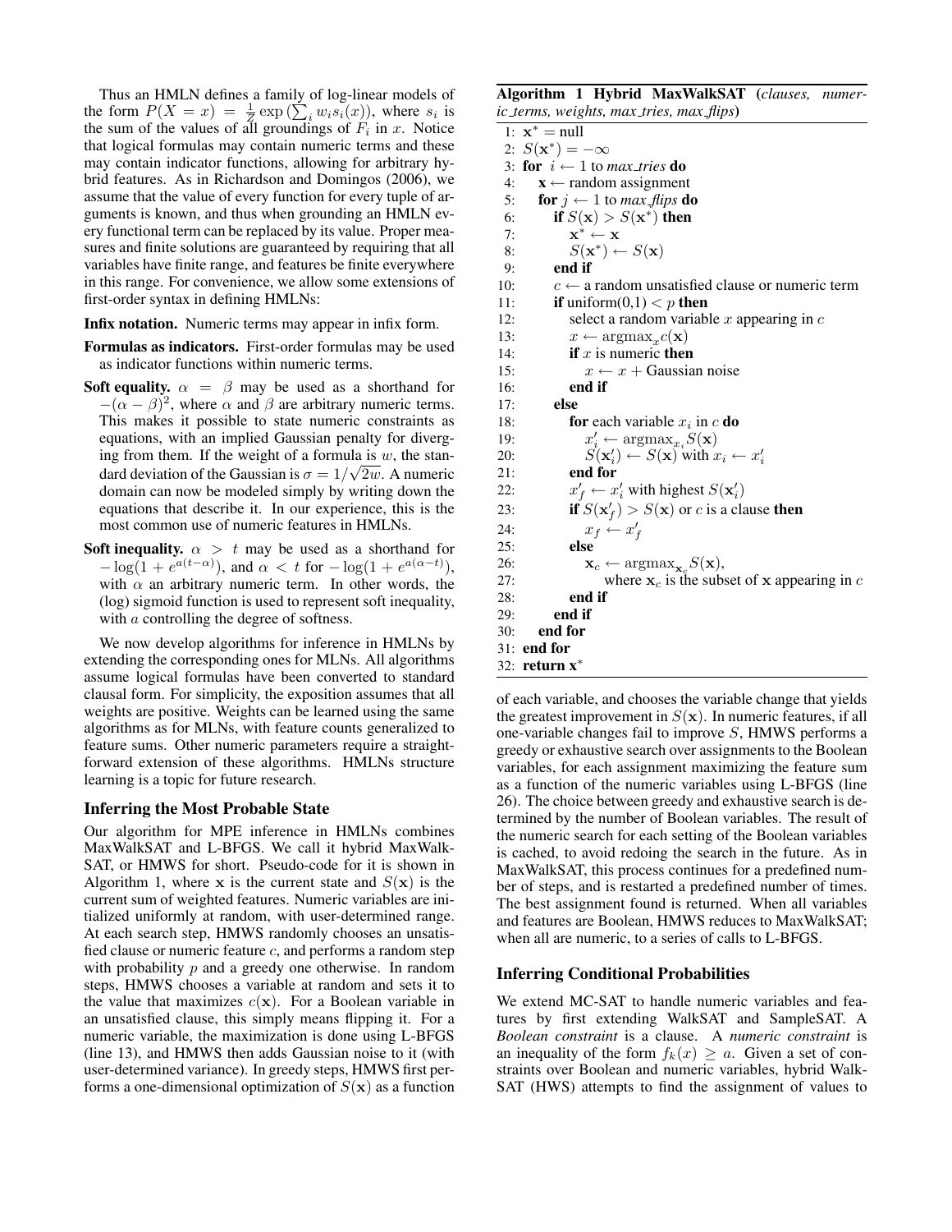Thus an HMLN defines a family of log-linear models of the form $P(X = x) = \frac{1}{Z} \exp\left(\sum_i w_i s_i(x)\right)$, where $s_i$ is the sum of the values of all groundings of $F_i$ in $x$. Notice that logical formulas may contain numeric terms and these may contain indicator functions, allowing for arbitrary hybrid features. As in Richardson and Domingos (2006), we assume that the value of every function for every tuple of arguments is known, and thus when grounding an HMLN every functional term can be replaced by its value. Proper measures and finite solutions are guaranteed by requiring that all variables have finite range, and features be finite everywhere in this range. For convenience, we allow some extensions of first-order syntax in defining HMLNs:

**Infix notation.** Numeric terms may appear in infix form.

**Formulas as indicators.** First-order formulas may be used as indicator functions within numeric terms.

**Soft equality.** $\alpha = \beta$ may be used as a shorthand for $-(\alpha - \beta)^2$, where $\alpha$ and $\beta$ are arbitrary numeric terms. This makes it possible to state numeric constraints as equations, with an implied Gaussian penalty for diverging from them. If the weight of a formula is $w$, the standard deviation of the Gaussian is $\sigma = 1/\sqrt{2w}$. A numeric domain can now be modeled simply by writing down the equations that describe it. In our experience, this is the most common use of numeric features in HMLNs.

**Soft inequality.** $\alpha > t$ may be used as a shorthand for $-\log(1 + e^{a(t-\alpha)})$, and $\alpha < t$ for $-\log(1 + e^{a(\alpha-t)})$, with $\alpha$ an arbitrary numeric term. In other words, the (log) sigmoid function is used to represent soft inequality, with $a$ controlling the degree of softness.

We now develop algorithms for inference in HMLNs by extending the corresponding ones for MLNs. All algorithms assume logical formulas have been converted to standard clausal form. For simplicity, the exposition assumes that all weights are positive. Weights can be learned using the same algorithms as for MLNs, with feature counts generalized to feature sums. Other numeric parameters require a straightforward extension of these algorithms. HMLNs structure learning is a topic for future research.

### Inferring the Most Probable State

Our algorithm for MPE inference in HMLNs combines MaxWalkSAT and L-BFGS. We call it hybrid MaxWalkSAT, or HMWS for short. Pseudo-code for it is shown in Algorithm 1, where $\mathbf{x}$ is the current state and $S(\mathbf{x})$ is the current sum of weighted features. Numeric variables are initialized uniformly at random, with user-determined range. At each search step, HMWS randomly chooses an unsatisfied clause or numeric feature $c$, and performs a random step with probability $p$ and a greedy one otherwise. In random steps, HMWS chooses a variable at random and sets it to the value that maximizes $c(\mathbf{x})$. For a Boolean variable in an unsatisfied clause, this simply means flipping it. For a numeric variable, the maximization is done using L-BFGS (line 13), and HMWS then adds Gaussian noise to it (with user-determined variance). In greedy steps, HMWS first performs a one-dimensional optimization of $S(\mathbf{x})$ as a function of each variable, and chooses the variable change that yields the greatest improvement in $S(\mathbf{x})$. In numeric features, if all one-variable changes fail to improve $S$, HMWS performs a greedy or exhaustive search over assignments to the Boolean variables, for each assignment maximizing the feature sum as a function of the numeric variables using L-BFGS (line 26). The choice between greedy and exhaustive search is determined by the number of Boolean variables. The result of the numeric search for each setting of the Boolean variables is cached, to avoid redoing the search in the future. As in MaxWalkSAT, this process continues for a predefined number of steps, and is restarted a predefined number of times. The best assignment found is returned. When all variables and features are Boolean, HMWS reduces to MaxWalkSAT; when all are numeric, to a series of calls to L-BFGS.

**Algorithm 1 Hybrid MaxWalkSAT** (*clauses, numeric_terms, weights, max_tries, max_flips*)

```
1:  x* = null
2:  S(x*) = −∞
3:  for i ← 1 to max_tries do
4:     x ← random assignment
5:     for j ← 1 to max_flips do
6:        if S(x) > S(x*) then
7:           x* ← x
8:           S(x*) ← S(x)
9:        end if
10:       c ← a random unsatisfied clause or numeric term
11:       if uniform(0,1) < p then
12:          select a random variable x appearing in c
13:          x ← argmax_x c(x)
14:          if x is numeric then
15:             x ← x + Gaussian noise
16:          end if
17:       else
18:          for each variable x_i in c do
19:             x'_i ← argmax_{x_i} S(x)
20:             S(x'_i) ← S(x) with x_i ← x'_i
21:          end for
22:          x'_f ← x'_i with highest S(x'_i)
23:          if S(x'_f) > S(x) or c is a clause then
24:             x_f ← x'_f
25:          else
26:             x_c ← argmax_{x_c} S(x),
27:                where x_c is the subset of x appearing in c
28:          end if
29:       end if
30:    end for
31: end for
32: return x*
```

### Inferring Conditional Probabilities

We extend MC-SAT to handle numeric variables and features by first extending WalkSAT and SampleSAT. A *Boolean constraint* is a clause. A *numeric constraint* is an inequality of the form $f_k(x) \geq a$. Given a set of constraints over Boolean and numeric variables, hybrid WalkSAT (HWS) attempts to find the assignment of values to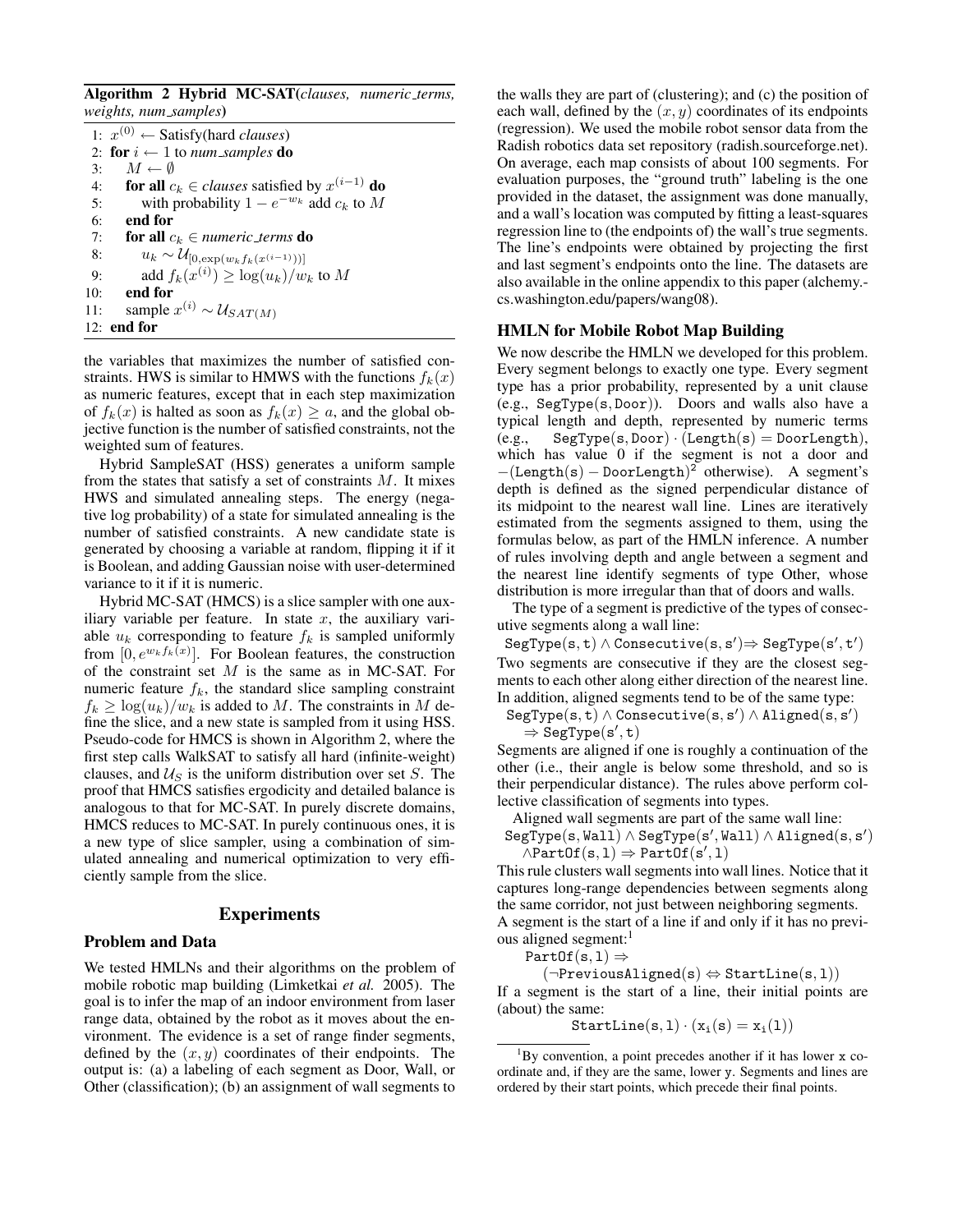**Algorithm 2** Hybrid MC-SAT(*clauses, numeric_terms, weights, num_samples*)

```
1:  x^(0) ← Satisfy(hard clauses)
2:  for i ← 1 to num_samples do
3:      M ← ∅
4:      for all c_k ∈ clauses satisfied by x^(i−1) do
5:          with probability 1 − e^(−w_k) add c_k to M
6:      end for
7:      for all c_k ∈ numeric_terms do
8:          u_k ∼ U_[0, exp(w_k f_k(x^(i−1)))]
9:          add f_k(x^(i)) ≥ log(u_k)/w_k to M
10:     end for
11:     sample x^(i) ∼ U_SAT(M)
12: end for
```

the variables that maximizes the number of satisfied constraints. HWS is similar to HMWS with the functions $f_k(x)$ as numeric features, except that in each step maximization of $f_k(x)$ is halted as soon as $f_k(x) \geq a$, and the global objective function is the number of satisfied constraints, not the weighted sum of features.

Hybrid SampleSAT (HSS) generates a uniform sample from the states that satisfy a set of constraints $M$. It mixes HWS and simulated annealing steps. The energy (negative log probability) of a state for simulated annealing is the number of satisfied constraints. A new candidate state is generated by choosing a variable at random, flipping it if it is Boolean, and adding Gaussian noise with user-determined variance to it if it is numeric.

Hybrid MC-SAT (HMCS) is a slice sampler with one auxiliary variable per feature. In state $x$, the auxiliary variable $u_k$ corresponding to feature $f_k$ is sampled uniformly from $[0, e^{w_k f_k(x)}]$. For Boolean features, the construction of the constraint set $M$ is the same as in MC-SAT. For numeric feature $f_k$, the standard slice sampling constraint $f_k \geq \log(u_k)/w_k$ is added to $M$. The constraints in $M$ define the slice, and a new state is sampled from it using HSS. Pseudo-code for HMCS is shown in Algorithm 2, where the first step calls WalkSAT to satisfy all hard (infinite-weight) clauses, and $\mathcal{U}_S$ is the uniform distribution over set $S$. The proof that HMCS satisfies ergodicity and detailed balance is analogous to that for MC-SAT. In purely discrete domains, HMCS reduces to MC-SAT. In purely continuous ones, it is a new type of slice sampler, using a combination of simulated annealing and numerical optimization to very efficiently sample from the slice.

# Experiments

## Problem and Data

We tested HMLNs and their algorithms on the problem of mobile robotic map building (Limketkai *et al.* 2005). The goal is to infer the map of an indoor environment from laser range data, obtained by the robot as it moves about the environment. The evidence is a set of range finder segments, defined by the $(x, y)$ coordinates of their endpoints. The output is: (a) a labeling of each segment as Door, Wall, or Other (classification); (b) an assignment of wall segments to the walls they are part of (clustering); and (c) the position of each wall, defined by the $(x, y)$ coordinates of its endpoints (regression). We used the mobile robot sensor data from the Radish robotics data set repository (radish.sourceforge.net). On average, each map consists of about 100 segments. For evaluation purposes, the "ground truth" labeling is the one provided in the dataset, the assignment was done manually, and a wall's location was computed by fitting a least-squares regression line to (the endpoints of) the wall's true segments. The line's endpoints were obtained by projecting the first and last segment's endpoints onto the line. The datasets are also available in the online appendix to this paper (alchemy.cs.washington.edu/papers/wang08).

## HMLN for Mobile Robot Map Building

We now describe the HMLN we developed for this problem. Every segment belongs to exactly one type. Every segment type has a prior probability, represented by a unit clause (e.g., $\mathtt{SegType(s, Door)}$). Doors and walls also have a typical length and depth, represented by numeric terms (e.g., $\mathtt{SegType(s, Door)} \cdot (\mathtt{Length(s)} = \mathtt{DoorLength})$, which has value 0 if the segment is not a door and $-(\mathtt{Length(s)} - \mathtt{DoorLength})^2$ otherwise). A segment's depth is defined as the signed perpendicular distance of its midpoint to the nearest wall line. Lines are iteratively estimated from the segments assigned to them, using the formulas below, as part of the HMLN inference. A number of rules involving depth and angle between a segment and the nearest line identify segments of type Other, whose distribution is more irregular than that of doors and walls.

The type of a segment is predictive of the types of consecutive segments along a wall line:

$$\mathtt{SegType(s, t)} \land \mathtt{Consecutive(s, s')} \Rightarrow \mathtt{SegType(s', t')}$$

Two segments are consecutive if they are the closest segments to each other along either direction of the nearest line. In addition, aligned segments tend to be of the same type:

$$\mathtt{SegType(s, t)} \land \mathtt{Consecutive(s, s')} \land \mathtt{Aligned(s, s')} \Rightarrow \mathtt{SegType(s', t)}$$

Segments are aligned if one is roughly a continuation of the other (i.e., their angle is below some threshold, and so is their perpendicular distance). The rules above perform collective classification of segments into types.

Aligned wall segments are part of the same wall line:

$$\mathtt{SegType(s, Wall)} \land \mathtt{SegType(s', Wall)} \land \mathtt{Aligned(s, s')} \land \mathtt{PartOf(s, l)} \Rightarrow \mathtt{PartOf(s', l)}$$

This rule clusters wall segments into wall lines. Notice that it captures long-range dependencies between segments along the same corridor, not just between neighboring segments.

A segment is the start of a line if and only if it has no previous aligned segment:[1]

$$\mathtt{PartOf(s, l)} \Rightarrow (\neg\mathtt{PreviousAligned(s)} \Leftrightarrow \mathtt{StartLine(s, l)})$$

If a segment is the start of a line, their initial points are (about) the same:

$$\mathtt{StartLine(s, l)} \cdot (\mathtt{x_i(s)} = \mathtt{x_i(l)})$$

[1] By convention, a point precedes another if it has lower x coordinate and, if they are the same, lower y. Segments and lines are ordered by their start points, which precede their final points.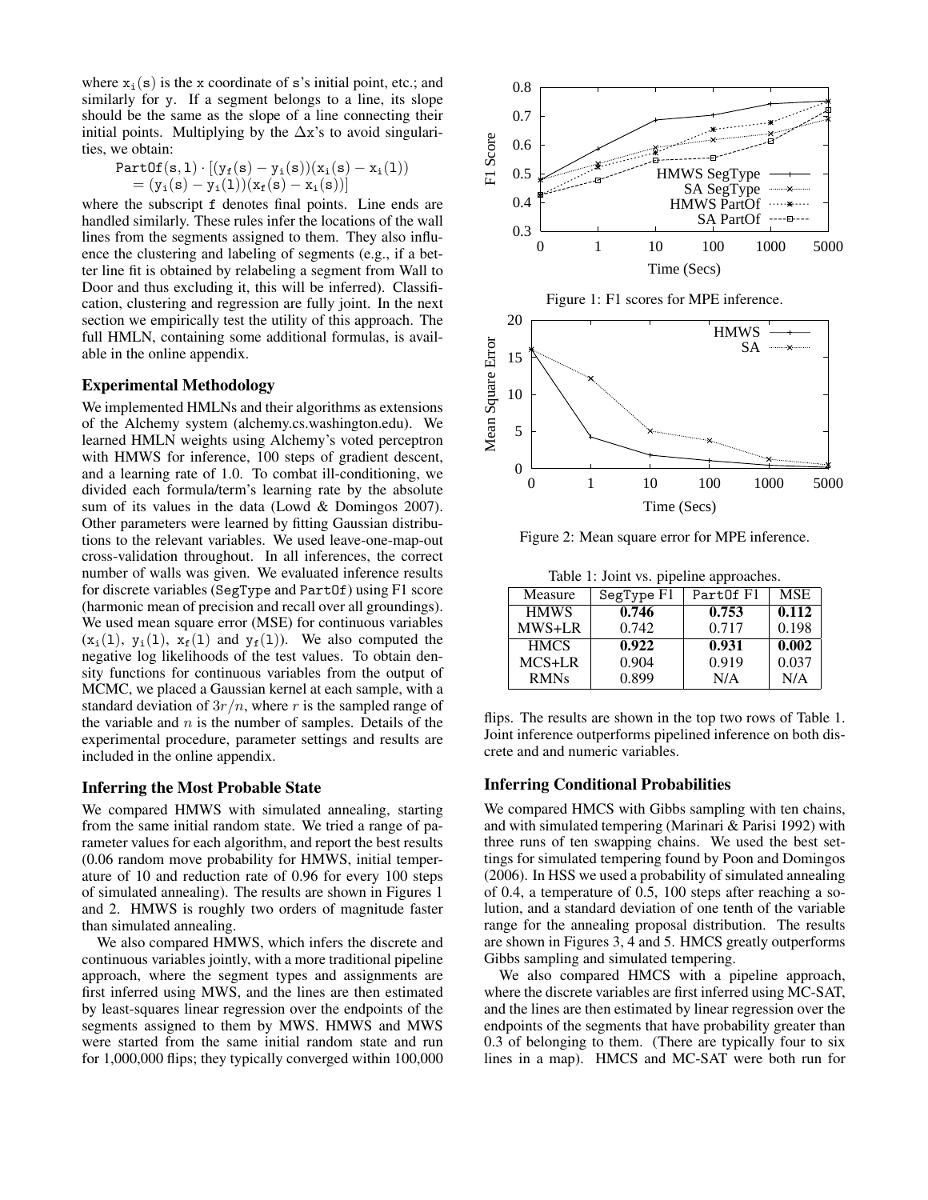where $x_i(s)$ is the x coordinate of s's initial point, etc.; and similarly for y. If a segment belongs to a line, its slope should be the same as the slope of a line connecting their initial points. Multiplying by the $\Delta x$'s to avoid singularities, we obtain:

$$\texttt{PartOf}(s, l) \cdot [(y_f(s) - y_i(s))(x_i(s) - x_i(l)) = (y_i(s) - y_i(l))(x_f(s) - x_i(s))]$$

where the subscript f denotes final points. Line ends are handled similarly. These rules infer the locations of the wall lines from the segments assigned to them. They also influence the clustering and labeling of segments (e.g., if a better line fit is obtained by relabeling a segment from Wall to Door and thus excluding it, this will be inferred). Classification, clustering and regression are fully joint. In the next section we empirically test the utility of this approach. The full HMLN, containing some additional formulas, is available in the online appendix.

## Experimental Methodology

We implemented HMLNs and their algorithms as extensions of the Alchemy system (alchemy.cs.washington.edu). We learned HMLN weights using Alchemy's voted perceptron with HMWS for inference, 100 steps of gradient descent, and a learning rate of 1.0. To combat ill-conditioning, we divided each formula/term's learning rate by the absolute sum of its values in the data (Lowd & Domingos 2007). Other parameters were learned by fitting Gaussian distributions to the relevant variables. We used leave-one-map-out cross-validation throughout. In all inferences, the correct number of walls was given. We evaluated inference results for discrete variables (SegType and PartOf) using F1 score (harmonic mean of precision and recall over all groundings). We used mean square error (MSE) for continuous variables ($x_i(l)$, $y_i(l)$, $x_f(l)$ and $y_f(l)$). We also computed the negative log likelihoods of the test values. To obtain density functions for continuous variables from the output of MCMC, we placed a Gaussian kernel at each sample, with a standard deviation of $3r/n$, where $r$ is the sampled range of the variable and $n$ is the number of samples. Details of the experimental procedure, parameter settings and results are included in the online appendix.

## Inferring the Most Probable State

We compared HMWS with simulated annealing, starting from the same initial random state. We tried a range of parameter values for each algorithm, and report the best results (0.06 random move probability for HMWS, initial temperature of 10 and reduction rate of 0.96 for every 100 steps of simulated annealing). The results are shown in Figures 1 and 2. HMWS is roughly two orders of magnitude faster than simulated annealing.

We also compared HMWS, which infers the discrete and continuous variables jointly, with a more traditional pipeline approach, where the segment types and assignments are first inferred using MWS, and the lines are then estimated by least-squares linear regression over the endpoints of the segments assigned to them by MWS. HMWS and MWS were started from the same initial random state and run for 1,000,000 flips; they typically converged within 100,000 flips. The results are shown in the top two rows of Table 1. Joint inference outperforms pipelined inference on both discrete and and numeric variables.

Figure 1: F1 scores for MPE inference.

Figure 2: Mean square error for MPE inference.

Table 1: Joint vs. pipeline approaches.

| Measure | SegType F1 | PartOf F1 | MSE |
|---|---|---|---|
| HMWS | **0.746** | **0.753** | **0.112** |
| MWS+LR | 0.742 | 0.717 | 0.198 |
| HMCS | **0.922** | **0.931** | **0.002** |
| MCS+LR | 0.904 | 0.919 | 0.037 |
| RMNs | 0.899 | N/A | N/A |

## Inferring Conditional Probabilities

We compared HMCS with Gibbs sampling with ten chains, and with simulated tempering (Marinari & Parisi 1992) with three runs of ten swapping chains. We used the best settings for simulated tempering found by Poon and Domingos (2006). In HSS we used a probability of simulated annealing of 0.4, a temperature of 0.5, 100 steps after reaching a solution, and a standard deviation of one tenth of the variable range for the annealing proposal distribution. The results are shown in Figures 3, 4 and 5. HMCS greatly outperforms Gibbs sampling and simulated tempering.

We also compared HMCS with a pipeline approach, where the discrete variables are first inferred using MC-SAT, and the lines are then estimated by linear regression over the endpoints of the segments that have probability greater than 0.3 of belonging to them. (There are typically four to six lines in a map). HMCS and MC-SAT were both run for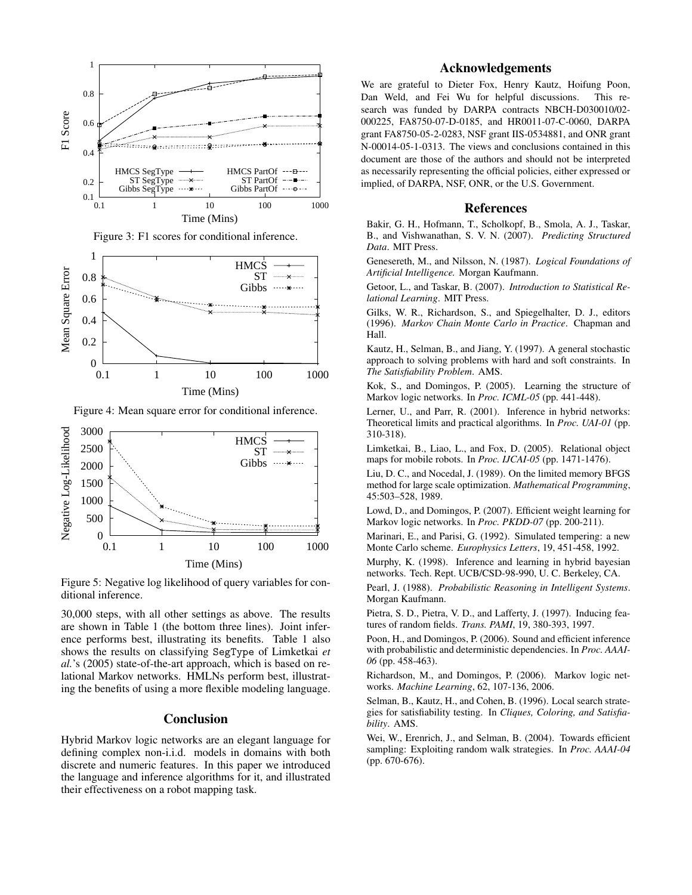1
0.8
0.6
0.4
0.2
0.1
F1 Score
0.1
1
10
100
1000
Time (Mins)
HMCS SegType
ST SegType
Gibbs SegType
HMCS PartOf
ST PartOf
Gibbs PartOf

Figure 3: F1 scores for conditional inference.

1
0.8
0.6
0.4
0.2
0
Mean Square Error
0.1
1
10
100
1000
Time (Mins)
HMCS
ST
Gibbs

Figure 4: Mean square error for conditional inference.

3000
2500
2000
1500
1000
500
0
Negative Log-Likelihood
0.1
1
10
100
1000
Time (Mins)
HMCS
ST
Gibbs

Figure 5: Negative log likelihood of query variables for conditional inference.

30,000 steps, with all other settings as above. The results are shown in Table 1 (the bottom three lines). Joint inference performs best, illustrating its benefits. Table 1 also shows the results on classifying SegType of Limketkai *et al.*'s (2005) state-of-the-art approach, which is based on relational Markov networks. HMLNs perform best, illustrating the benefits of using a more flexible modeling language.

## Conclusion

Hybrid Markov logic networks are an elegant language for defining complex non-i.i.d. models in domains with both discrete and numeric features. In this paper we introduced the language and inference algorithms for it, and illustrated their effectiveness on a robot mapping task.

## Acknowledgements

We are grateful to Dieter Fox, Henry Kautz, Hoifung Poon, Dan Weld, and Fei Wu for helpful discussions. This research was funded by DARPA contracts NBCH-D030010/02-000225, FA8750-07-D-0185, and HR0011-07-C-0060, DARPA grant FA8750-05-2-0283, NSF grant IIS-0534881, and ONR grant N-00014-05-1-0313. The views and conclusions contained in this document are those of the authors and should not be interpreted as necessarily representing the official policies, either expressed or implied, of DARPA, NSF, ONR, or the U.S. Government.

## References

Bakir, G. H., Hofmann, T., Scholkopf, B., Smola, A. J., Taskar, B., and Vishwanathan, S. V. N. (2007). *Predicting Structured Data*. MIT Press.

Genesereth, M., and Nilsson, N. (1987). *Logical Foundations of Artificial Intelligence.* Morgan Kaufmann.

Getoor, L., and Taskar, B. (2007). *Introduction to Statistical Relational Learning*. MIT Press.

Gilks, W. R., Richardson, S., and Spiegelhalter, D. J., editors (1996). *Markov Chain Monte Carlo in Practice*. Chapman and Hall.

Kautz, H., Selman, B., and Jiang, Y. (1997). A general stochastic approach to solving problems with hard and soft constraints. In *The Satisfiability Problem*. AMS.

Kok, S., and Domingos, P. (2005). Learning the structure of Markov logic networks. In *Proc. ICML-05* (pp. 441-448).

Lerner, U., and Parr, R. (2001). Inference in hybrid networks: Theoretical limits and practical algorithms. In *Proc. UAI-01* (pp. 310-318).

Limketkai, B., Liao, L., and Fox, D. (2005). Relational object maps for mobile robots. In *Proc. IJCAI-05* (pp. 1471-1476).

Liu, D. C., and Nocedal, J. (1989). On the limited memory BFGS method for large scale optimization. *Mathematical Programming*, 45:503–528, 1989.

Lowd, D., and Domingos, P. (2007). Efficient weight learning for Markov logic networks. In *Proc. PKDD-07* (pp. 200-211).

Marinari, E., and Parisi, G. (1992). Simulated tempering: a new Monte Carlo scheme. *Europhysics Letters*, 19, 451-458, 1992.

Murphy, K. (1998). Inference and learning in hybrid bayesian networks. Tech. Rept. UCB/CSD-98-990, U. C. Berkeley, CA.

Pearl, J. (1988). *Probabilistic Reasoning in Intelligent Systems*. Morgan Kaufmann.

Pietra, S. D., Pietra, V. D., and Lafferty, J. (1997). Inducing features of random fields. *Trans. PAMI*, 19, 380-393, 1997.

Poon, H., and Domingos, P. (2006). Sound and efficient inference with probabilistic and deterministic dependencies. In *Proc. AAAI-06* (pp. 458-463).

Richardson, M., and Domingos, P. (2006). Markov logic networks. *Machine Learning*, 62, 107-136, 2006.

Selman, B., Kautz, H., and Cohen, B. (1996). Local search strategies for satisfiability testing. In *Cliques, Coloring, and Satisfiability*. AMS.

Wei, W., Erenrich, J., and Selman, B. (2004). Towards efficient sampling: Exploiting random walk strategies. In *Proc. AAAI-04* (pp. 670-676).